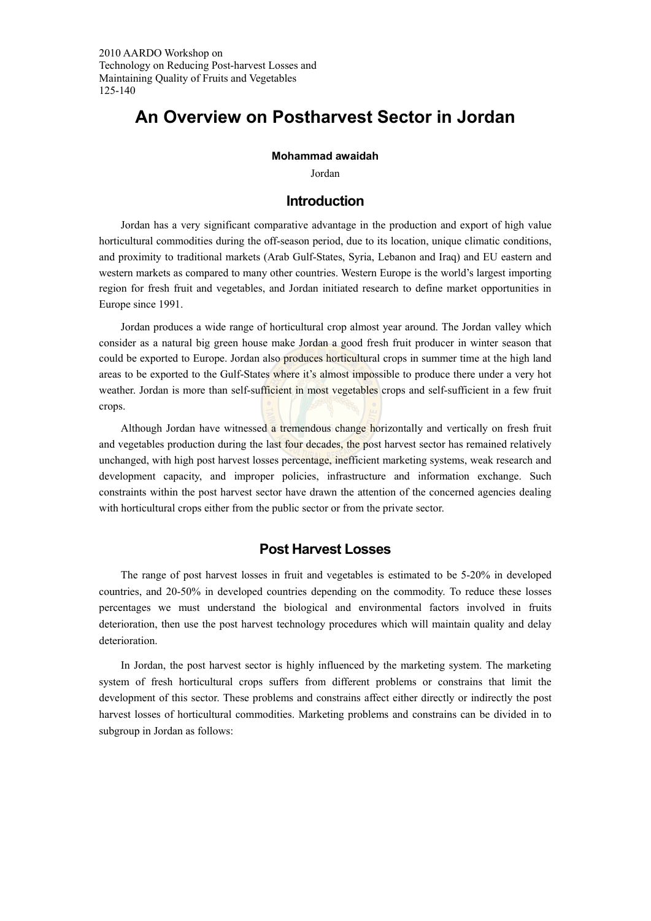2010 AARDO Workshop on
Technology on Reducing Post-harvest Losses and
Maintaining Quality of Fruits and Vegetables
125-140

# An Overview on Postharvest Sector in Jordan

**Mohammad awaidah**

Jordan

## Introduction

Jordan has a very significant comparative advantage in the production and export of high value horticultural commodities during the off-season period, due to its location, unique climatic conditions, and proximity to traditional markets (Arab Gulf-States, Syria, Lebanon and Iraq) and EU eastern and western markets as compared to many other countries. Western Europe is the world's largest importing region for fresh fruit and vegetables, and Jordan initiated research to define market opportunities in Europe since 1991.

Jordan produces a wide range of horticultural crop almost year around. The Jordan valley which consider as a natural big green house make Jordan a good fresh fruit producer in winter season that could be exported to Europe. Jordan also produces horticultural crops in summer time at the high land areas to be exported to the Gulf-States where it's almost impossible to produce there under a very hot weather. Jordan is more than self-sufficient in most vegetables crops and self-sufficient in a few fruit crops.

Although Jordan have witnessed a tremendous change horizontally and vertically on fresh fruit and vegetables production during the last four decades, the post harvest sector has remained relatively unchanged, with high post harvest losses percentage, inefficient marketing systems, weak research and development capacity, and improper policies, infrastructure and information exchange. Such constraints within the post harvest sector have drawn the attention of the concerned agencies dealing with horticultural crops either from the public sector or from the private sector.

## Post Harvest Losses

The range of post harvest losses in fruit and vegetables is estimated to be 5-20% in developed countries, and 20-50% in developed countries depending on the commodity. To reduce these losses percentages we must understand the biological and environmental factors involved in fruits deterioration, then use the post harvest technology procedures which will maintain quality and delay deterioration.

In Jordan, the post harvest sector is highly influenced by the marketing system. The marketing system of fresh horticultural crops suffers from different problems or constrains that limit the development of this sector. These problems and constrains affect either directly or indirectly the post harvest losses of horticultural commodities. Marketing problems and constrains can be divided in to subgroup in Jordan as follows: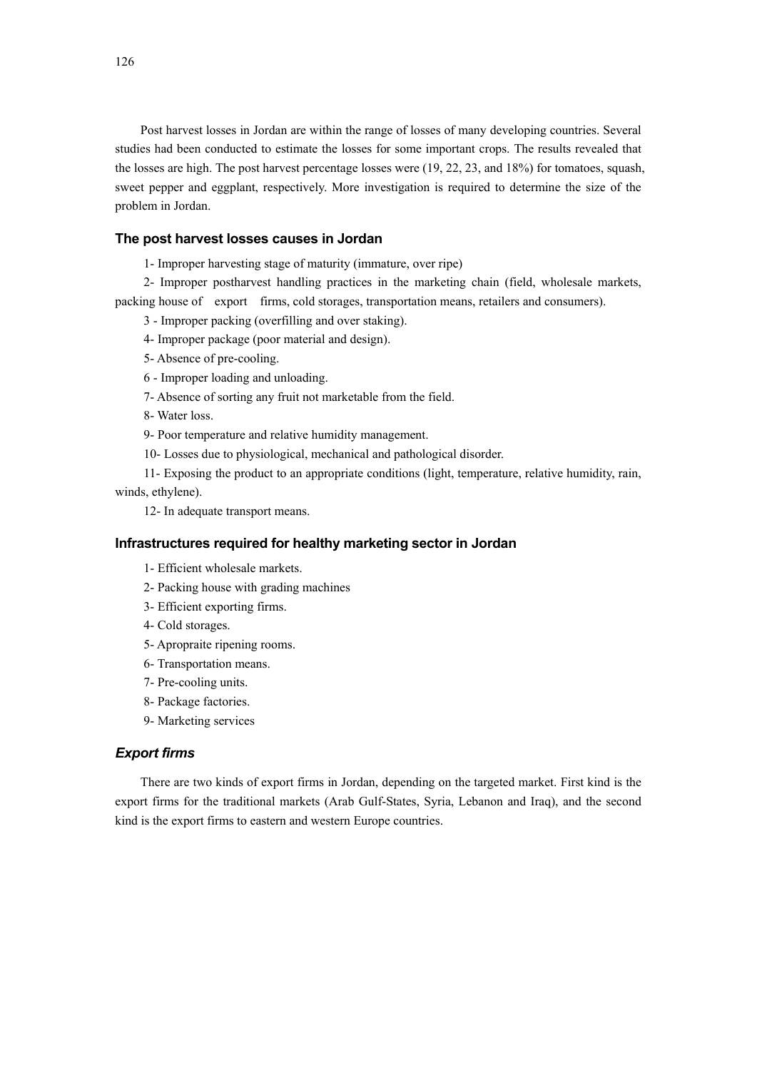Post harvest losses in Jordan are within the range of losses of many developing countries. Several studies had been conducted to estimate the losses for some important crops. The results revealed that the losses are high. The post harvest percentage losses were (19, 22, 23, and 18%) for tomatoes, squash, sweet pepper and eggplant, respectively. More investigation is required to determine the size of the problem in Jordan.

### The post harvest losses causes in Jordan

1- Improper harvesting stage of maturity (immature, over ripe)

2- Improper postharvest handling practices in the marketing chain (field, wholesale markets, packing house of export firms, cold storages, transportation means, retailers and consumers).

3 - Improper packing (overfilling and over staking).

4- Improper package (poor material and design).

5- Absence of pre-cooling.

6 - Improper loading and unloading.

7- Absence of sorting any fruit not marketable from the field.

8- Water loss.

9- Poor temperature and relative humidity management.

10- Losses due to physiological, mechanical and pathological disorder.

11- Exposing the product to an appropriate conditions (light, temperature, relative humidity, rain, winds, ethylene).

12- In adequate transport means.

### Infrastructures required for healthy marketing sector in Jordan

1- Efficient wholesale markets.

2- Packing house with grading machines

3- Efficient exporting firms.

4- Cold storages.

5- Apropraite ripening rooms.

6- Transportation means.

7- Pre-cooling units.

8- Package factories.

9- Marketing services

### *Export firms*

There are two kinds of export firms in Jordan, depending on the targeted market. First kind is the export firms for the traditional markets (Arab Gulf-States, Syria, Lebanon and Iraq), and the second kind is the export firms to eastern and western Europe countries.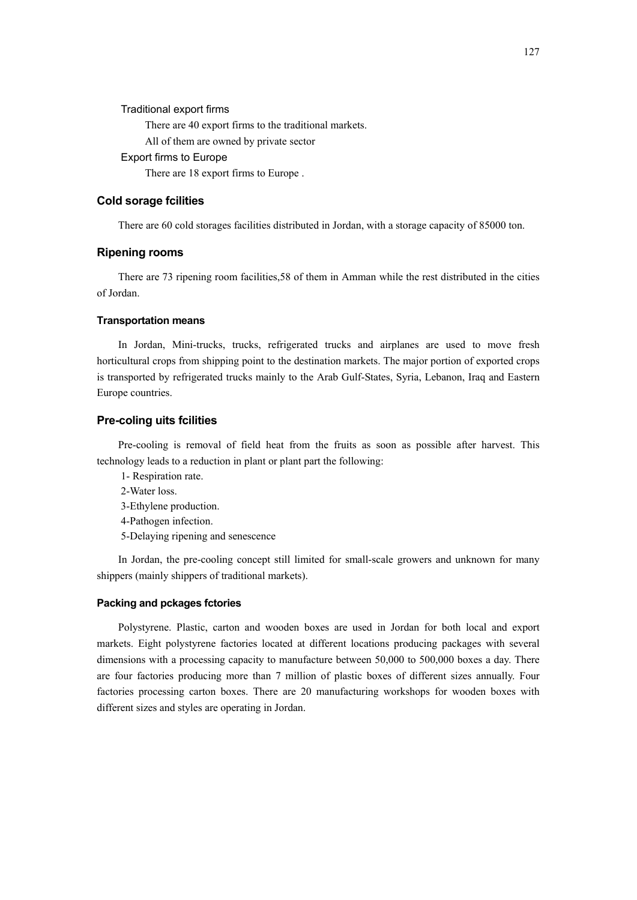Traditional export firms

There are 40 export firms to the traditional markets.

All of them are owned by private sector

Export firms to Europe

There are 18 export firms to Europe .

### Cold sorage fcilities

There are 60 cold storages facilities distributed in Jordan, with a storage capacity of 85000 ton.

### Ripening rooms

There are 73 ripening room facilities,58 of them in Amman while the rest distributed in the cities of Jordan.

#### Transportation means

In Jordan, Mini-trucks, trucks, refrigerated trucks and airplanes are used to move fresh horticultural crops from shipping point to the destination markets. The major portion of exported crops is transported by refrigerated trucks mainly to the Arab Gulf-States, Syria, Lebanon, Iraq and Eastern Europe countries.

### Pre-coling uits fcilities

Pre-cooling is removal of field heat from the fruits as soon as possible after harvest. This technology leads to a reduction in plant or plant part the following:

1- Respiration rate.
2-Water loss.
3-Ethylene production.
4-Pathogen infection.
5-Delaying ripening and senescence

In Jordan, the pre-cooling concept still limited for small-scale growers and unknown for many shippers (mainly shippers of traditional markets).

#### Packing and pckages fctories

Polystyrene. Plastic, carton and wooden boxes are used in Jordan for both local and export markets. Eight polystyrene factories located at different locations producing packages with several dimensions with a processing capacity to manufacture between 50,000 to 500,000 boxes a day. There are four factories producing more than 7 million of plastic boxes of different sizes annually. Four factories processing carton boxes. There are 20 manufacturing workshops for wooden boxes with different sizes and styles are operating in Jordan.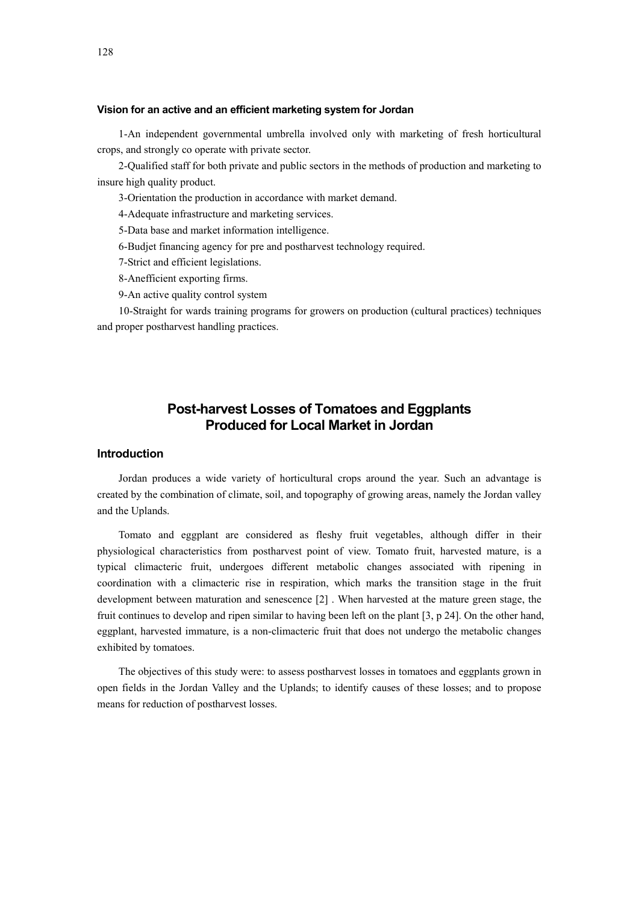#### Vision for an active and an efficient marketing system for Jordan

1-An independent governmental umbrella involved only with marketing of fresh horticultural crops, and strongly co operate with private sector.

2-Qualified staff for both private and public sectors in the methods of production and marketing to insure high quality product.

3-Orientation the production in accordance with market demand.

4-Adequate infrastructure and marketing services.

5-Data base and market information intelligence.

6-Budjet financing agency for pre and postharvest technology required.

7-Strict and efficient legislations.

8-Anefficient exporting firms.

9-An active quality control system

10-Straight for wards training programs for growers on production (cultural practices) techniques and proper postharvest handling practices.

## Post-harvest Losses of Tomatoes and Eggplants Produced for Local Market in Jordan

### Introduction

Jordan produces a wide variety of horticultural crops around the year. Such an advantage is created by the combination of climate, soil, and topography of growing areas, namely the Jordan valley and the Uplands.

Tomato and eggplant are considered as fleshy fruit vegetables, although differ in their physiological characteristics from postharvest point of view. Tomato fruit, harvested mature, is a typical climacteric fruit, undergoes different metabolic changes associated with ripening in coordination with a climacteric rise in respiration, which marks the transition stage in the fruit development between maturation and senescence [2] . When harvested at the mature green stage, the fruit continues to develop and ripen similar to having been left on the plant [3, p 24]. On the other hand, eggplant, harvested immature, is a non-climacteric fruit that does not undergo the metabolic changes exhibited by tomatoes.

The objectives of this study were: to assess postharvest losses in tomatoes and eggplants grown in open fields in the Jordan Valley and the Uplands; to identify causes of these losses; and to propose means for reduction of postharvest losses.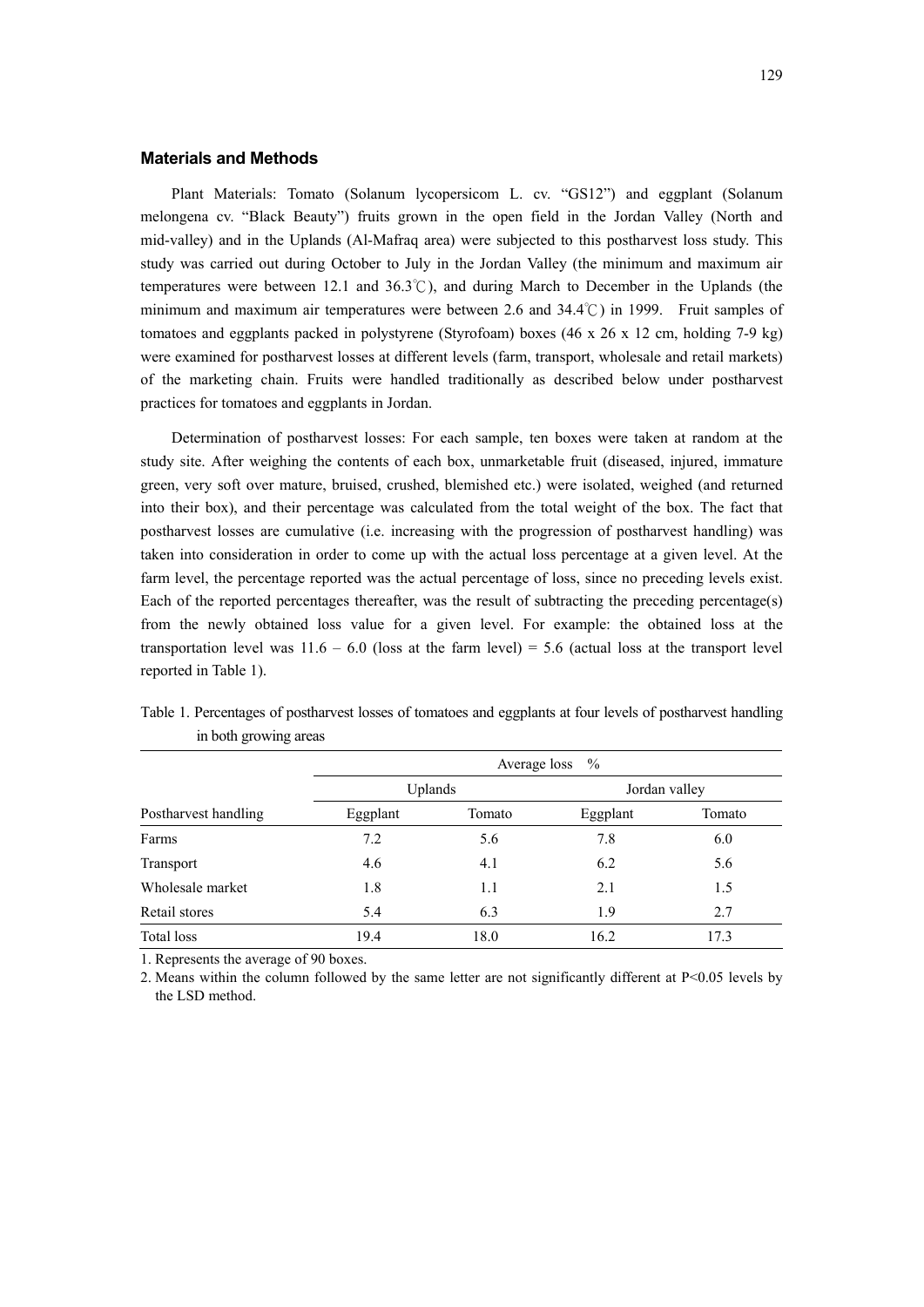## Materials and Methods

Plant Materials: Tomato (Solanum lycopersicom L. cv. "GS12") and eggplant (Solanum melongena cv. "Black Beauty") fruits grown in the open field in the Jordan Valley (North and mid-valley) and in the Uplands (Al-Mafraq area) were subjected to this postharvest loss study. This study was carried out during October to July in the Jordan Valley (the minimum and maximum air temperatures were between 12.1 and 36.3℃), and during March to December in the Uplands (the minimum and maximum air temperatures were between 2.6 and 34.4℃) in 1999. Fruit samples of tomatoes and eggplants packed in polystyrene (Styrofoam) boxes (46 x 26 x 12 cm, holding 7-9 kg) were examined for postharvest losses at different levels (farm, transport, wholesale and retail markets) of the marketing chain. Fruits were handled traditionally as described below under postharvest practices for tomatoes and eggplants in Jordan.

Determination of postharvest losses: For each sample, ten boxes were taken at random at the study site. After weighing the contents of each box, unmarketable fruit (diseased, injured, immature green, very soft over mature, bruised, crushed, blemished etc.) were isolated, weighed (and returned into their box), and their percentage was calculated from the total weight of the box. The fact that postharvest losses are cumulative (i.e. increasing with the progression of postharvest handling) was taken into consideration in order to come up with the actual loss percentage at a given level. At the farm level, the percentage reported was the actual percentage of loss, since no preceding levels exist. Each of the reported percentages thereafter, was the result of subtracting the preceding percentage(s) from the newly obtained loss value for a given level. For example: the obtained loss at the transportation level was 11.6 – 6.0 (loss at the farm level) = 5.6 (actual loss at the transport level reported in Table 1).

Table 1. Percentages of postharvest losses of tomatoes and eggplants at four levels of postharvest handling in both growing areas

| | Average loss % | | | |
|---|---|---|---|---|
| | Uplands | | Jordan valley | |
| Postharvest handling | Eggplant | Tomato | Eggplant | Tomato |
| Farms | 7.2 | 5.6 | 7.8 | 6.0 |
| Transport | 4.6 | 4.1 | 6.2 | 5.6 |
| Wholesale market | 1.8 | 1.1 | 2.1 | 1.5 |
| Retail stores | 5.4 | 6.3 | 1.9 | 2.7 |
| Total loss | 19.4 | 18.0 | 16.2 | 17.3 |

1. Represents the average of 90 boxes.
2. Means within the column followed by the same letter are not significantly different at $P<0.05$ levels by the LSD method.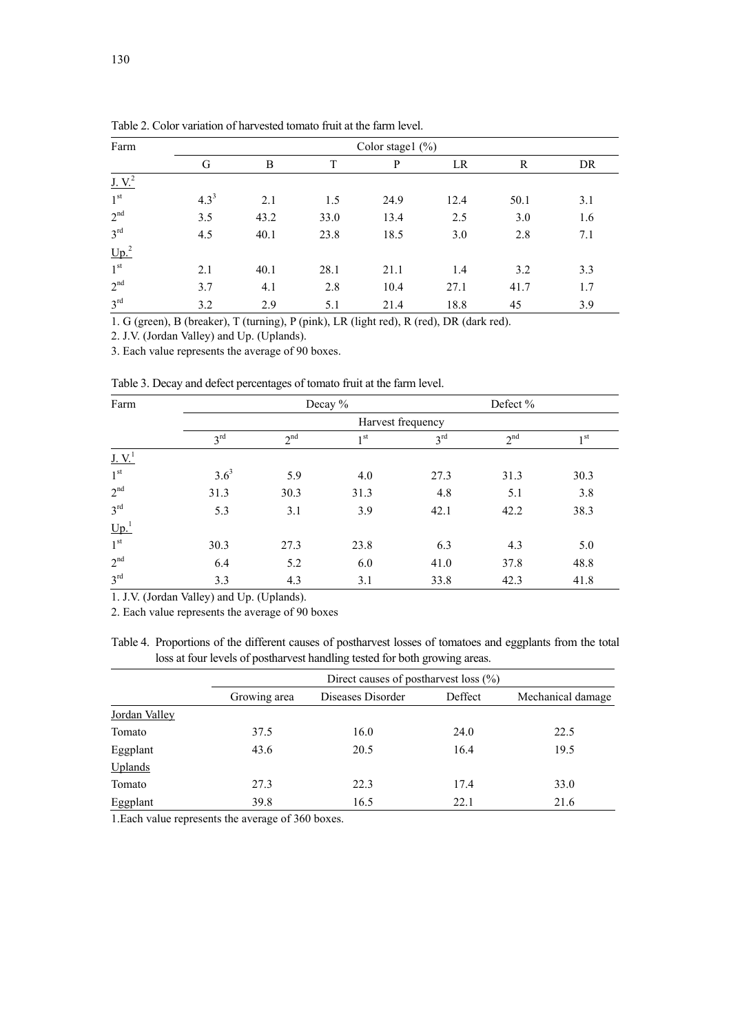Table 2. Color variation of harvested tomato fruit at the farm level.

| Farm | Color stage1 (%) | | | | | | |
|---|---|---|---|---|---|---|---|
| | G | B | T | P | LR | R | DR |
| J. V.[2] | | | | | | | |
| 1st | 4.3[3] | 2.1 | 1.5 | 24.9 | 12.4 | 50.1 | 3.1 |
| 2nd | 3.5 | 43.2 | 33.0 | 13.4 | 2.5 | 3.0 | 1.6 |
| 3rd | 4.5 | 40.1 | 23.8 | 18.5 | 3.0 | 2.8 | 7.1 |
| Up.[2] | | | | | | | |
| 1st | 2.1 | 40.1 | 28.1 | 21.1 | 1.4 | 3.2 | 3.3 |
| 2nd | 3.7 | 4.1 | 2.8 | 10.4 | 27.1 | 41.7 | 1.7 |
| 3rd | 3.2 | 2.9 | 5.1 | 21.4 | 18.8 | 45 | 3.9 |

1. G (green), B (breaker), T (turning), P (pink), LR (light red), R (red), DR (dark red).
2. J.V. (Jordan Valley) and Up. (Uplands).
3. Each value represents the average of 90 boxes.

Table 3. Decay and defect percentages of tomato fruit at the farm level.

| Farm | Decay % | | | Defect % | | |
|---|---|---|---|---|---|---|
| | Harvest frequency | | | | | |
| | 3rd | 2nd | 1st | 3rd | 2nd | 1st |
| J. V.[1] | | | | | | |
| 1st | 3.6[3] | 5.9 | 4.0 | 27.3 | 31.3 | 30.3 |
| 2nd | 31.3 | 30.3 | 31.3 | 4.8 | 5.1 | 3.8 |
| 3rd | 5.3 | 3.1 | 3.9 | 42.1 | 42.2 | 38.3 |
| Up.[1] | | | | | | |
| 1st | 30.3 | 27.3 | 23.8 | 6.3 | 4.3 | 5.0 |
| 2nd | 6.4 | 5.2 | 6.0 | 41.0 | 37.8 | 48.8 |
| 3rd | 3.3 | 4.3 | 3.1 | 33.8 | 42.3 | 41.8 |

1. J.V. (Jordan Valley) and Up. (Uplands).
2. Each value represents the average of 90 boxes

Table 4. Proportions of the different causes of postharvest losses of tomatoes and eggplants from the total loss at four levels of postharvest handling tested for both growing areas.

| | Direct causes of postharvest loss (%) | | | |
|---|---|---|---|---|
| | Growing area | Diseases Disorder | Deffect | Mechanical damage |
| Jordan Valley | | | | |
| Tomato | 37.5 | 16.0 | 24.0 | 22.5 |
| Eggplant | 43.6 | 20.5 | 16.4 | 19.5 |
| Uplands | | | | |
| Tomato | 27.3 | 22.3 | 17.4 | 33.0 |
| Eggplant | 39.8 | 16.5 | 22.1 | 21.6 |

1.Each value represents the average of 360 boxes.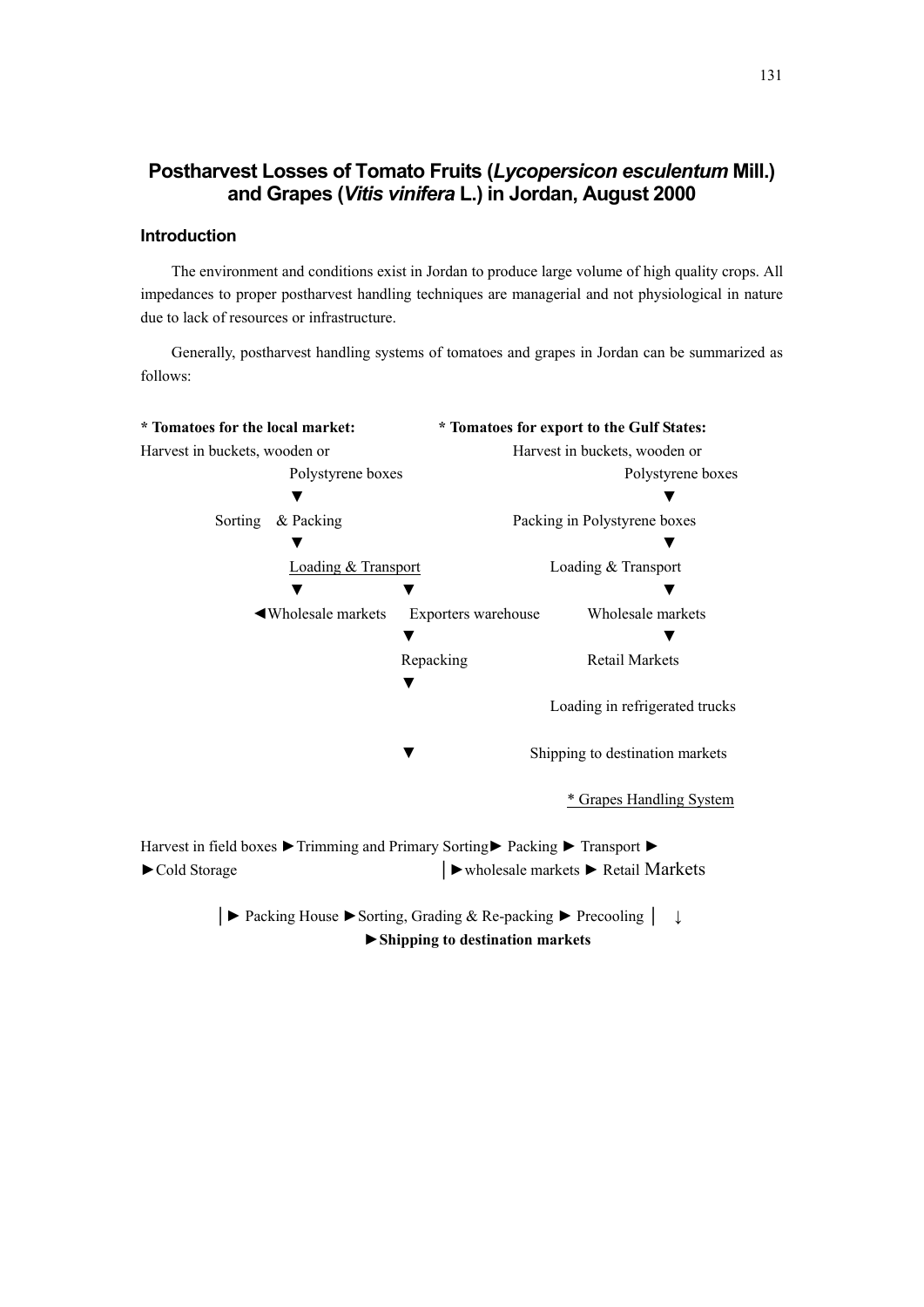# Postharvest Losses of Tomato Fruits (*Lycopersicon esculentum* Mill.) and Grapes (*Vitis vinifera* L.) in Jordan, August 2000

## Introduction

The environment and conditions exist in Jordan to produce large volume of high quality crops. All impedances to proper postharvest handling techniques are managerial and not physiological in nature due to lack of resources or infrastructure.

Generally, postharvest handling systems of tomatoes and grapes in Jordan can be summarized as follows:

**\* Tomatoes for the local market:**

Harvest in buckets, wooden or Polystyrene boxes
▼
Sorting & Packing
▼
Loading & Transport
▼
◄Wholesale markets

**\* Tomatoes for export to the Gulf States:**

Harvest in buckets, wooden or Polystyrene boxes
▼
Packing in Polystyrene boxes
▼
Loading & Transport
▼
Wholesale markets
▼
Retail Markets

Exporters warehouse
▼
Repacking
▼
Loading in refrigerated trucks
▼
Shipping to destination markets

**\* Grapes Handling System**

Harvest in field boxes ►Trimming and Primary Sorting► Packing ► Transport ►
►Cold Storage | ►wholesale markets ► Retail Markets

| ► Packing House ►Sorting, Grading & Re-packing ► Precooling | ↓
**►Shipping to destination markets**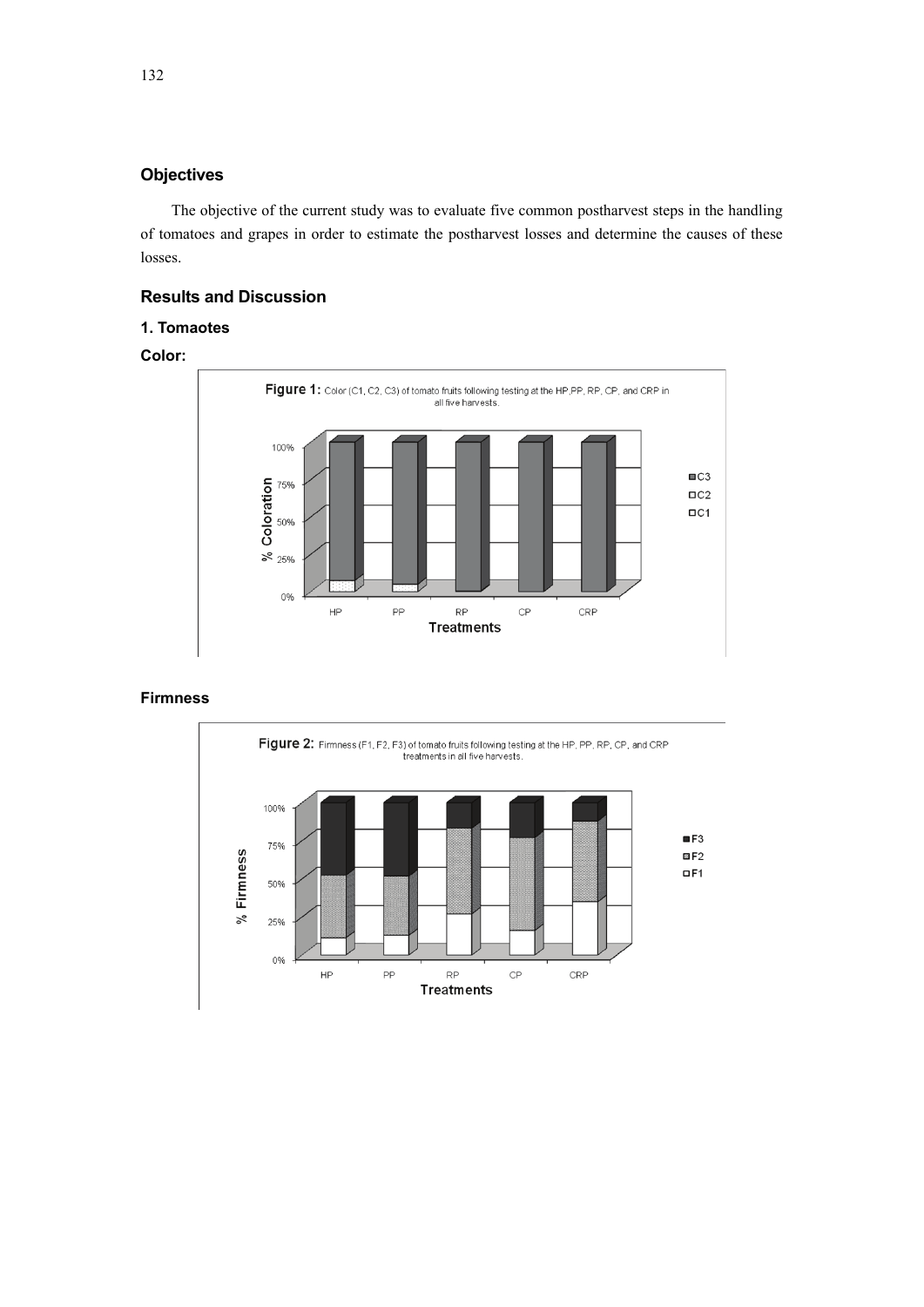## Objectives

The objective of the current study was to evaluate five common postharvest steps in the handling of tomatoes and grapes in order to estimate the postharvest losses and determine the causes of these losses.

## Results and Discussion

### 1. Tomaotes

**Color:**

**Figure 1:** Color (C1, C2, C3) of tomato fruits following testing at the HP,PP, RP, CP, and CRP in all five harvests.

**Firmness**

**Figure 2:** Firmness (F1, F2, F3) of tomato fruits following testing at the HP, PP, RP, CP, and CRP treatments in all five harvests.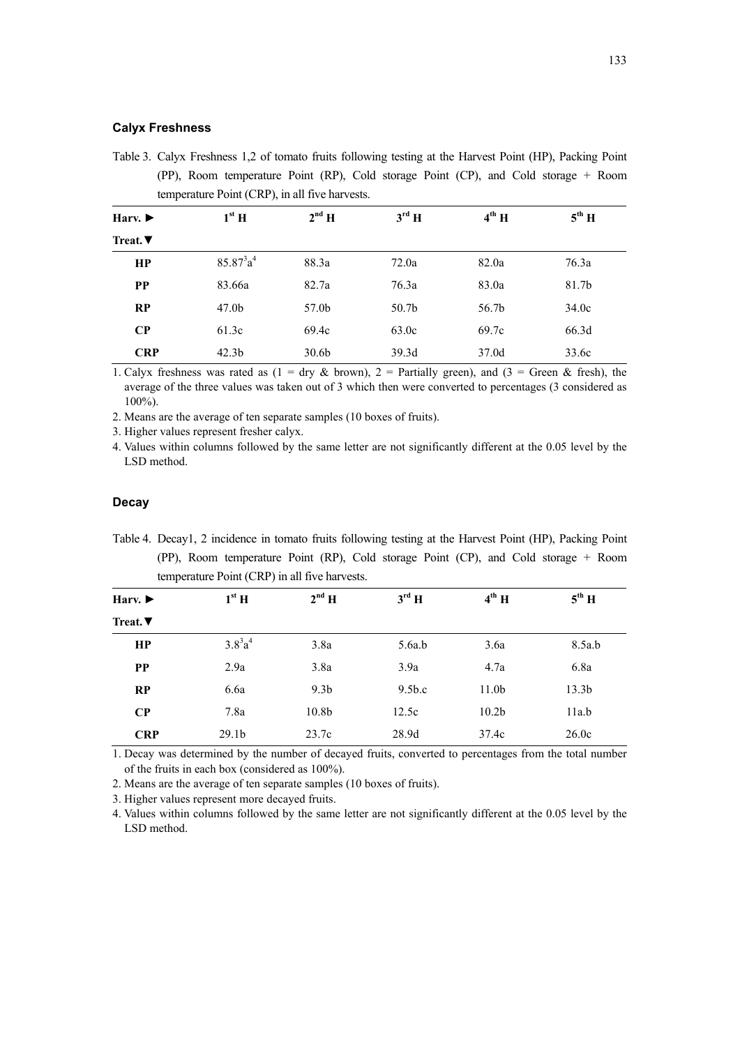### Calyx Freshness

Table 3. Calyx Freshness 1,2 of tomato fruits following testing at the Harvest Point (HP), Packing Point (PP), Room temperature Point (RP), Cold storage Point (CP), and Cold storage + Room temperature Point (CRP), in all five harvests.

| Harv. ► <br> Treat.▼ | 1st H | 2nd H | 3rd H | 4th H | 5th H |
|---|---|---|---|---|---|
| **HP** | 85.87[3]a[4] | 88.3a | 72.0a | 82.0a | 76.3a |
| **PP** | 83.66a | 82.7a | 76.3a | 83.0a | 81.7b |
| **RP** | 47.0b | 57.0b | 50.7b | 56.7b | 34.0c |
| **CP** | 61.3c | 69.4c | 63.0c | 69.7c | 66.3d |
| **CRP** | 42.3b | 30.6b | 39.3d | 37.0d | 33.6c |

1. Calyx freshness was rated as (1 = dry & brown), 2 = Partially green), and (3 = Green & fresh), the average of the three values was taken out of 3 which then were converted to percentages (3 considered as 100%).
2. Means are the average of ten separate samples (10 boxes of fruits).
3. Higher values represent fresher calyx.
4. Values within columns followed by the same letter are not significantly different at the 0.05 level by the LSD method.

### Decay

Table 4. Decay1, 2 incidence in tomato fruits following testing at the Harvest Point (HP), Packing Point (PP), Room temperature Point (RP), Cold storage Point (CP), and Cold storage + Room temperature Point (CRP) in all five harvests.

| Harv. ► <br> Treat.▼ | 1st H | 2nd H | 3rd H | 4th H | 5th H |
|---|---|---|---|---|---|
| **HP** | 3.8[3]a[4] | 3.8a | 5.6a.b | 3.6a | 8.5a.b |
| **PP** | 2.9a | 3.8a | 3.9a | 4.7a | 6.8a |
| **RP** | 6.6a | 9.3b | 9.5b.c | 11.0b | 13.3b |
| **CP** | 7.8a | 10.8b | 12.5c | 10.2b | 11a.b |
| **CRP** | 29.1b | 23.7c | 28.9d | 37.4c | 26.0c |

1. Decay was determined by the number of decayed fruits, converted to percentages from the total number of the fruits in each box (considered as 100%).
2. Means are the average of ten separate samples (10 boxes of fruits).
3. Higher values represent more decayed fruits.
4. Values within columns followed by the same letter are not significantly different at the 0.05 level by the LSD method.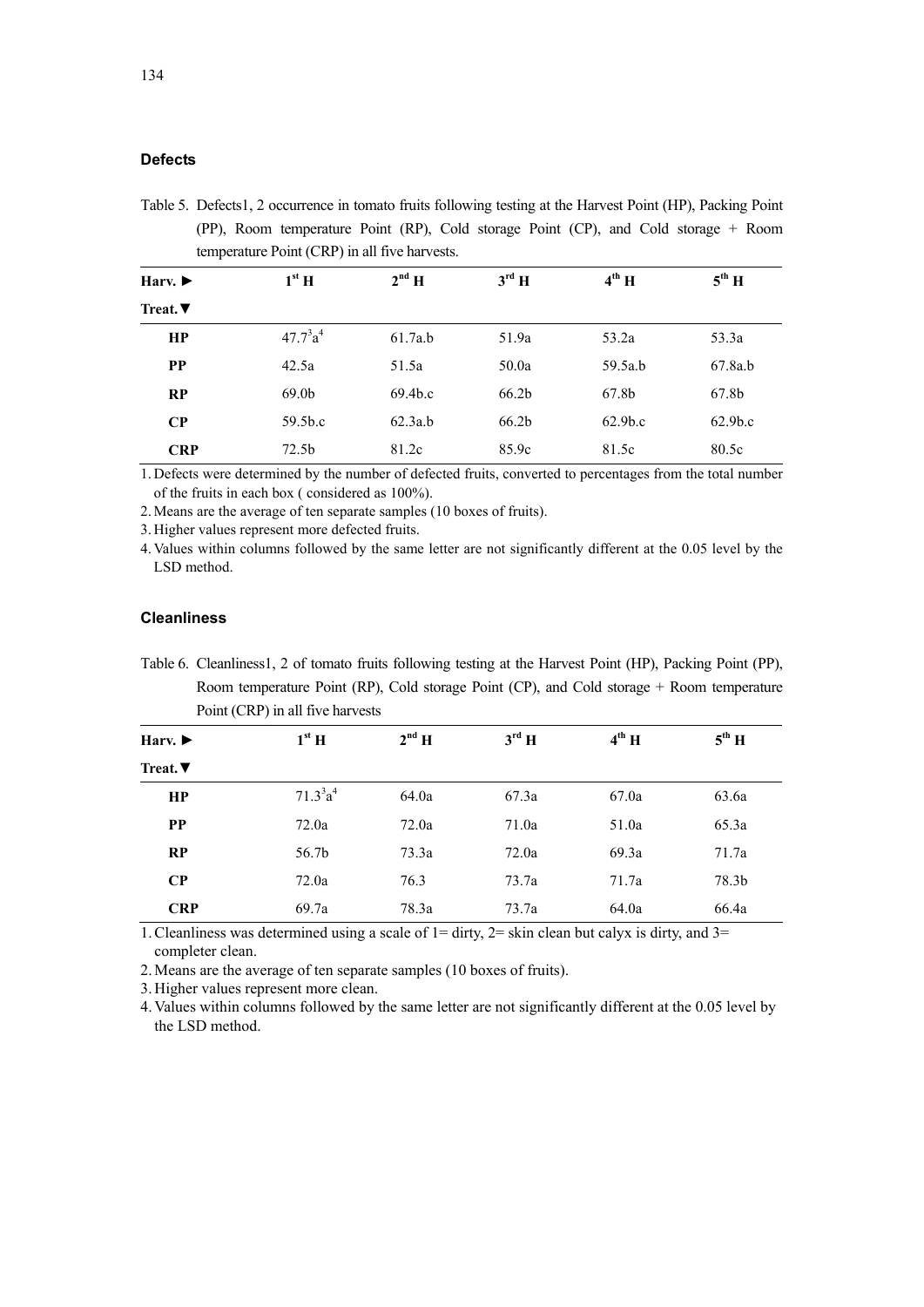### Defects

Table 5. Defects1, 2 occurrence in tomato fruits following testing at the Harvest Point (HP), Packing Point (PP), Room temperature Point (RP), Cold storage Point (CP), and Cold storage + Room temperature Point (CRP) in all five harvests.

| Harv. ►<br>Treat.▼ | 1st H | 2nd H | 3rd H | 4th H | 5th H |
|---|---|---|---|---|---|
| **HP** | 47.7[3]a[4] | 61.7a.b | 51.9a | 53.2a | 53.3a |
| **PP** | 42.5a | 51.5a | 50.0a | 59.5a.b | 67.8a.b |
| **RP** | 69.0b | 69.4b.c | 66.2b | 67.8b | 67.8b |
| **CP** | 59.5b.c | 62.3a.b | 66.2b | 62.9b.c | 62.9b.c |
| **CRP** | 72.5b | 81.2c | 85.9c | 81.5c | 80.5c |

1. Defects were determined by the number of defected fruits, converted to percentages from the total number of the fruits in each box ( considered as 100%).
2. Means are the average of ten separate samples (10 boxes of fruits).
3. Higher values represent more defected fruits.
4. Values within columns followed by the same letter are not significantly different at the 0.05 level by the LSD method.

### Cleanliness

Table 6. Cleanliness1, 2 of tomato fruits following testing at the Harvest Point (HP), Packing Point (PP), Room temperature Point (RP), Cold storage Point (CP), and Cold storage + Room temperature Point (CRP) in all five harvests

| Harv. ►<br>Treat.▼ | 1st H | 2nd H | 3rd H | 4th H | 5th H |
|---|---|---|---|---|---|
| **HP** | 71.3[3]a[4] | 64.0a | 67.3a | 67.0a | 63.6a |
| **PP** | 72.0a | 72.0a | 71.0a | 51.0a | 65.3a |
| **RP** | 56.7b | 73.3a | 72.0a | 69.3a | 71.7a |
| **CP** | 72.0a | 76.3 | 73.7a | 71.7a | 78.3b |
| **CRP** | 69.7a | 78.3a | 73.7a | 64.0a | 66.4a |

1. Cleanliness was determined using a scale of 1= dirty, 2= skin clean but calyx is dirty, and 3= completer clean.
2. Means are the average of ten separate samples (10 boxes of fruits).
3. Higher values represent more clean.
4. Values within columns followed by the same letter are not significantly different at the 0.05 level by the LSD method.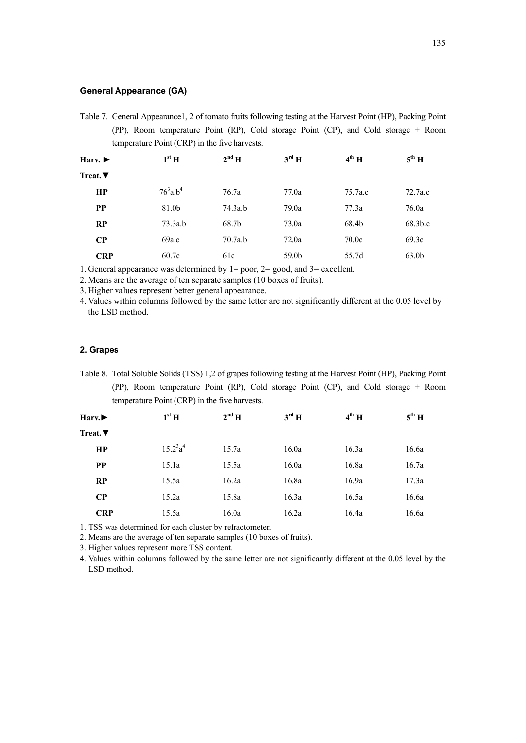### General Appearance (GA)

Table 7. General Appearance1, 2 of tomato fruits following testing at the Harvest Point (HP), Packing Point (PP), Room temperature Point (RP), Cold storage Point (CP), and Cold storage + Room temperature Point (CRP) in the five harvests.

| Harv. ► Treat.▼ | 1st H | 2nd H | 3rd H | 4th H | 5th H |
|---|---|---|---|---|---|
| **HP** | 76[3]a.b[4] | 76.7a | 77.0a | 75.7a.c | 72.7a.c |
| **PP** | 81.0b | 74.3a.b | 79.0a | 77.3a | 76.0a |
| **RP** | 73.3a.b | 68.7b | 73.0a | 68.4b | 68.3b.c |
| **CP** | 69a.c | 70.7a.b | 72.0a | 70.0c | 69.3c |
| **CRP** | 60.7c | 61c | 59.0b | 55.7d | 63.0b |

1. General appearance was determined by 1= poor, 2= good, and 3= excellent.
2. Means are the average of ten separate samples (10 boxes of fruits).
3. Higher values represent better general appearance.
4. Values within columns followed by the same letter are not significantly different at the 0.05 level by the LSD method.

### 2. Grapes

Table 8. Total Soluble Solids (TSS) 1,2 of grapes following testing at the Harvest Point (HP), Packing Point (PP), Room temperature Point (RP), Cold storage Point (CP), and Cold storage + Room temperature Point (CRP) in the five harvests.

| Harv.► Treat.▼ | 1st H | 2nd H | 3rd H | 4th H | 5th H |
|---|---|---|---|---|---|
| **HP** | 15.2[3]a[4] | 15.7a | 16.0a | 16.3a | 16.6a |
| **PP** | 15.1a | 15.5a | 16.0a | 16.8a | 16.7a |
| **RP** | 15.5a | 16.2a | 16.8a | 16.9a | 17.3a |
| **CP** | 15.2a | 15.8a | 16.3a | 16.5a | 16.6a |
| **CRP** | 15.5a | 16.0a | 16.2a | 16.4a | 16.6a |

1. TSS was determined for each cluster by refractometer.
2. Means are the average of ten separate samples (10 boxes of fruits).
3. Higher values represent more TSS content.
4. Values within columns followed by the same letter are not significantly different at the 0.05 level by the LSD method.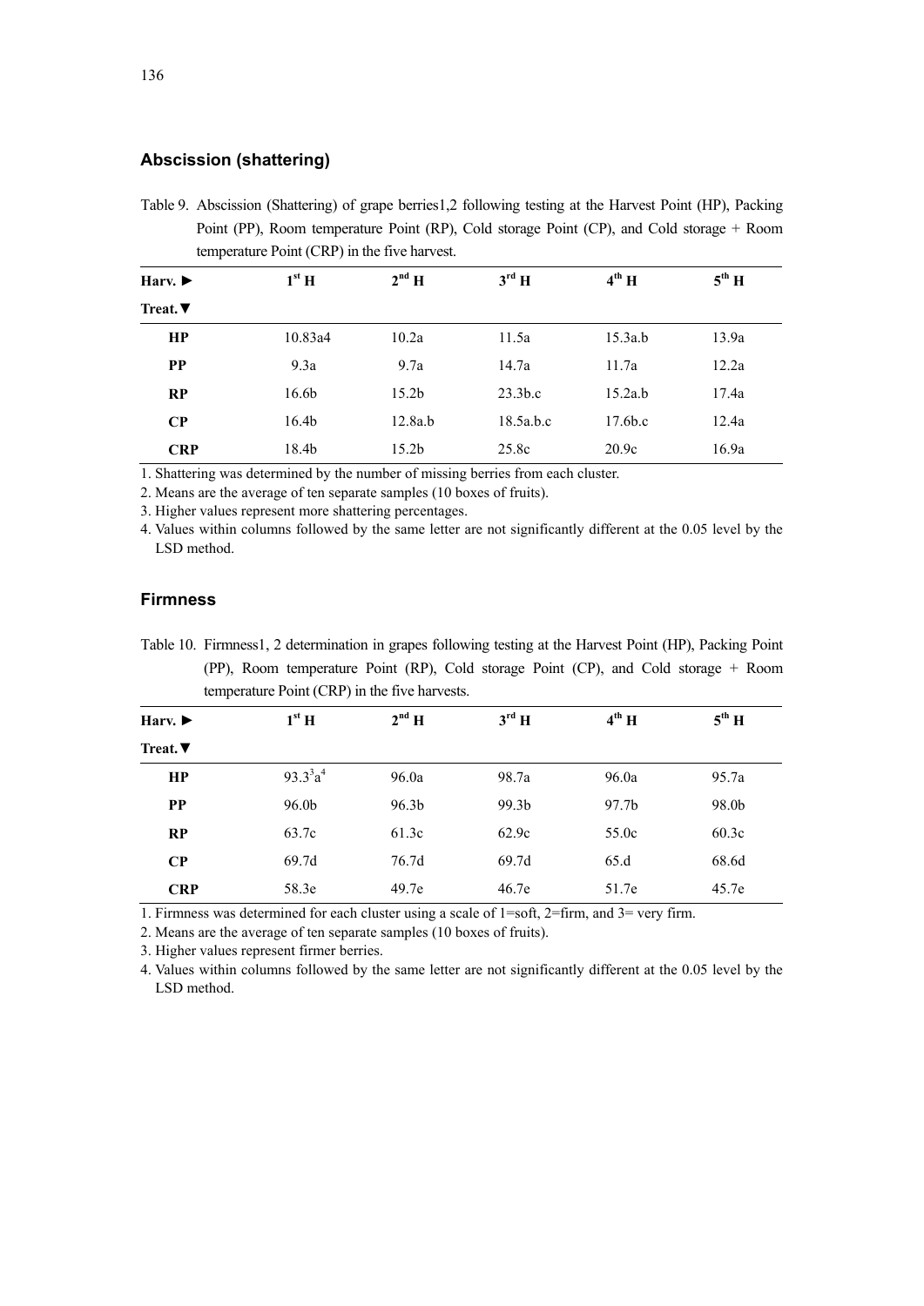## Abscission (shattering)

Table 9. Abscission (Shattering) of grape berries1,2 following testing at the Harvest Point (HP), Packing Point (PP), Room temperature Point (RP), Cold storage Point (CP), and Cold storage + Room temperature Point (CRP) in the five harvest.

| Harv. ► <br> Treat.▼ | 1st H | 2nd H | 3rd H | 4th H | 5th H |
|---|---|---|---|---|---|
| **HP** | 10.83a4 | 10.2a | 11.5a | 15.3a.b | 13.9a |
| **PP** | 9.3a | 9.7a | 14.7a | 11.7a | 12.2a |
| **RP** | 16.6b | 15.2b | 23.3b.c | 15.2a.b | 17.4a |
| **CP** | 16.4b | 12.8a.b | 18.5a.b.c | 17.6b.c | 12.4a |
| **CRP** | 18.4b | 15.2b | 25.8c | 20.9c | 16.9a |

1. Shattering was determined by the number of missing berries from each cluster.
2. Means are the average of ten separate samples (10 boxes of fruits).
3. Higher values represent more shattering percentages.
4. Values within columns followed by the same letter are not significantly different at the 0.05 level by the LSD method.

## Firmness

Table 10. Firmness1, 2 determination in grapes following testing at the Harvest Point (HP), Packing Point (PP), Room temperature Point (RP), Cold storage Point (CP), and Cold storage + Room temperature Point (CRP) in the five harvests.

| Harv. ► <br> Treat.▼ | 1st H | 2nd H | 3rd H | 4th H | 5th H |
|---|---|---|---|---|---|
| **HP** | 93.3[3]a[4] | 96.0a | 98.7a | 96.0a | 95.7a |
| **PP** | 96.0b | 96.3b | 99.3b | 97.7b | 98.0b |
| **RP** | 63.7c | 61.3c | 62.9c | 55.0c | 60.3c |
| **CP** | 69.7d | 76.7d | 69.7d | 65.d | 68.6d |
| **CRP** | 58.3e | 49.7e | 46.7e | 51.7e | 45.7e |

1. Firmness was determined for each cluster using a scale of 1=soft, 2=firm, and 3= very firm.
2. Means are the average of ten separate samples (10 boxes of fruits).
3. Higher values represent firmer berries.
4. Values within columns followed by the same letter are not significantly different at the 0.05 level by the LSD method.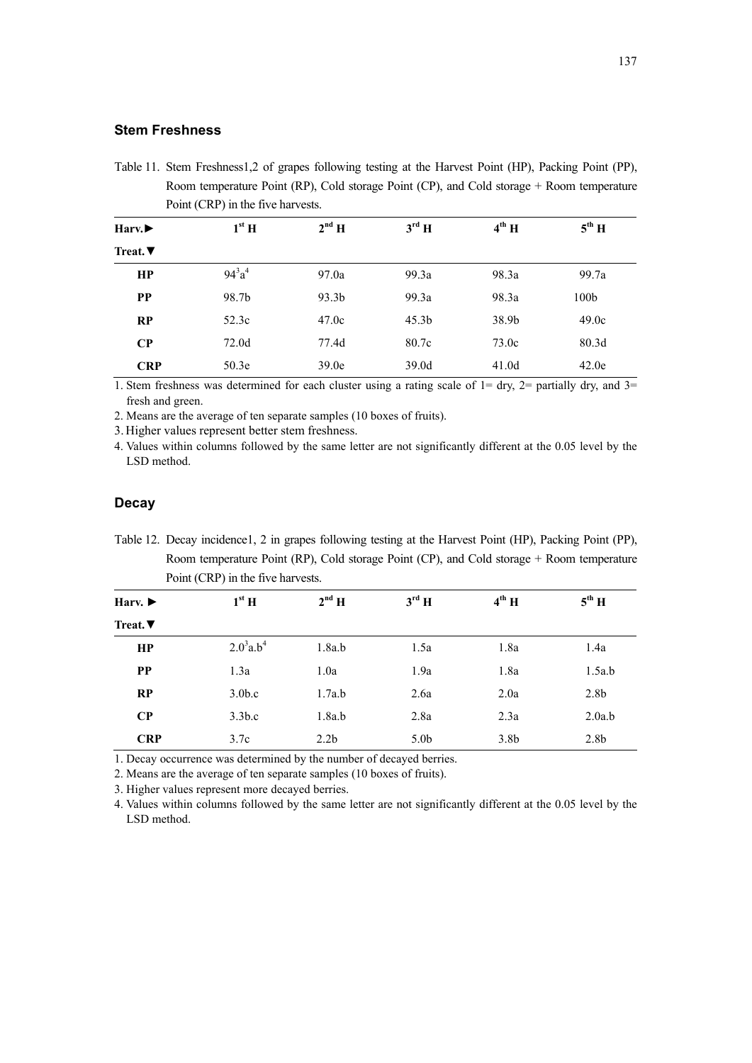### Stem Freshness

Table 11. Stem Freshness1,2 of grapes following testing at the Harvest Point (HP), Packing Point (PP), Room temperature Point (RP), Cold storage Point (CP), and Cold storage + Room temperature Point (CRP) in the five harvests.

| Harv.► <br> Treat.▼ | 1st H | 2nd H | 3rd H | 4th H | 5th H |
|---|---|---|---|---|---|
| **HP** | 94[3]a[4] | 97.0a | 99.3a | 98.3a | 99.7a |
| **PP** | 98.7b | 93.3b | 99.3a | 98.3a | 100b |
| **RP** | 52.3c | 47.0c | 45.3b | 38.9b | 49.0c |
| **CP** | 72.0d | 77.4d | 80.7c | 73.0c | 80.3d |
| **CRP** | 50.3e | 39.0e | 39.0d | 41.0d | 42.0e |

1. Stem freshness was determined for each cluster using a rating scale of 1= dry, 2= partially dry, and 3= fresh and green.
2. Means are the average of ten separate samples (10 boxes of fruits).
3. Higher values represent better stem freshness.
4. Values within columns followed by the same letter are not significantly different at the 0.05 level by the LSD method.

### Decay

Table 12. Decay incidence1, 2 in grapes following testing at the Harvest Point (HP), Packing Point (PP), Room temperature Point (RP), Cold storage Point (CP), and Cold storage + Room temperature Point (CRP) in the five harvests.

| Harv. ► <br> Treat.▼ | 1st H | 2nd H | 3rd H | 4th H | 5th H |
|---|---|---|---|---|---|
| **HP** | 2.0[3]a.b[4] | 1.8a.b | 1.5a | 1.8a | 1.4a |
| **PP** | 1.3a | 1.0a | 1.9a | 1.8a | 1.5a.b |
| **RP** | 3.0b.c | 1.7a.b | 2.6a | 2.0a | 2.8b |
| **CP** | 3.3b.c | 1.8a.b | 2.8a | 2.3a | 2.0a.b |
| **CRP** | 3.7c | 2.2b | 5.0b | 3.8b | 2.8b |

1. Decay occurrence was determined by the number of decayed berries.
2. Means are the average of ten separate samples (10 boxes of fruits).
3. Higher values represent more decayed berries.
4. Values within columns followed by the same letter are not significantly different at the 0.05 level by the LSD method.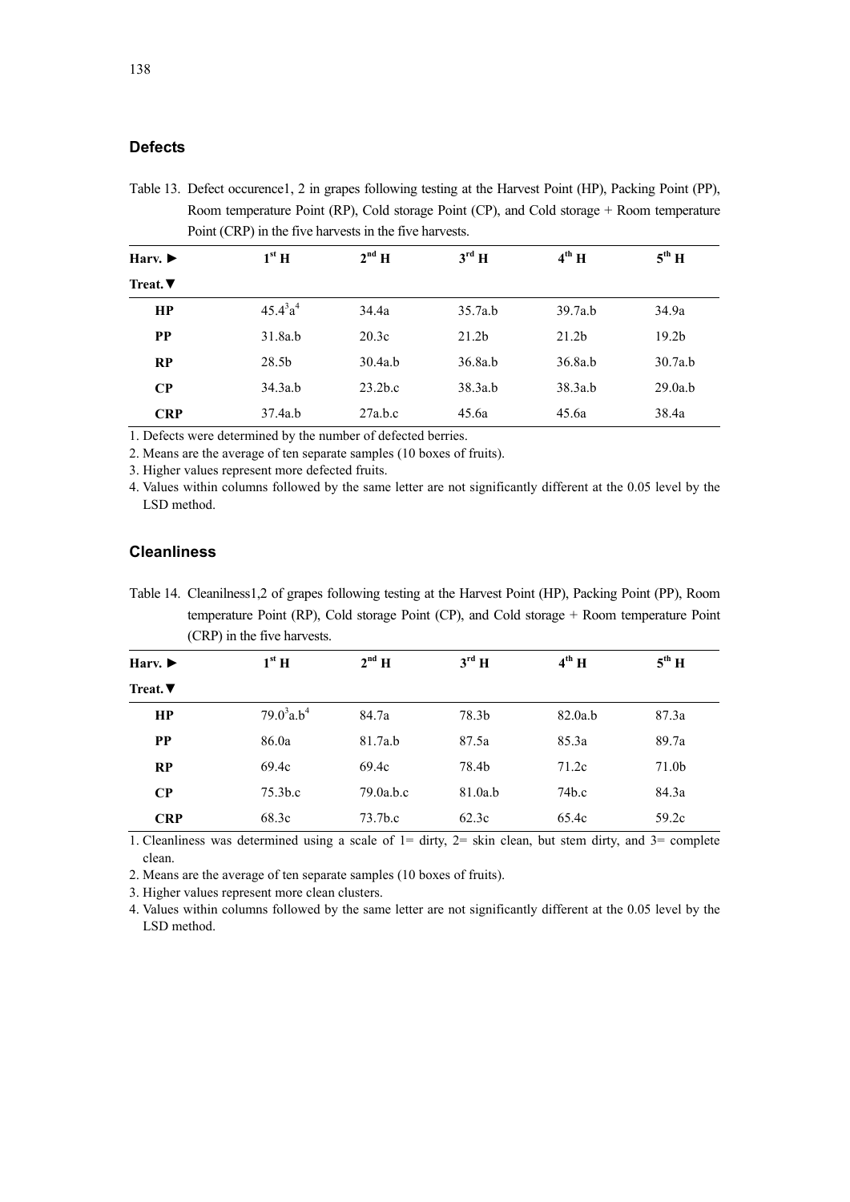## Defects

Table 13. Defect occurence1, 2 in grapes following testing at the Harvest Point (HP), Packing Point (PP), Room temperature Point (RP), Cold storage Point (CP), and Cold storage + Room temperature Point (CRP) in the five harvests in the five harvests.

| Harv. ► Treat.▼ | 1st H | 2nd H | 3rd H | 4th H | 5th H |
|---|---|---|---|---|---|
| **HP** | 45.4[3]a[4] | 34.4a | 35.7a.b | 39.7a.b | 34.9a |
| **PP** | 31.8a.b | 20.3c | 21.2b | 21.2b | 19.2b |
| **RP** | 28.5b | 30.4a.b | 36.8a.b | 36.8a.b | 30.7a.b |
| **CP** | 34.3a.b | 23.2b.c | 38.3a.b | 38.3a.b | 29.0a.b |
| **CRP** | 37.4a.b | 27a.b.c | 45.6a | 45.6a | 38.4a |

1. Defects were determined by the number of defected berries.
2. Means are the average of ten separate samples (10 boxes of fruits).
3. Higher values represent more defected fruits.
4. Values within columns followed by the same letter are not significantly different at the 0.05 level by the LSD method.

## Cleanliness

Table 14. Cleanilness1,2 of grapes following testing at the Harvest Point (HP), Packing Point (PP), Room temperature Point (RP), Cold storage Point (CP), and Cold storage + Room temperature Point (CRP) in the five harvests.

| Harv. ► Treat.▼ | 1st H | 2nd H | 3rd H | 4th H | 5th H |
|---|---|---|---|---|---|
| **HP** | 79.0[3]a.b[4] | 84.7a | 78.3b | 82.0a.b | 87.3a |
| **PP** | 86.0a | 81.7a.b | 87.5a | 85.3a | 89.7a |
| **RP** | 69.4c | 69.4c | 78.4b | 71.2c | 71.0b |
| **CP** | 75.3b.c | 79.0a.b.c | 81.0a.b | 74b.c | 84.3a |
| **CRP** | 68.3c | 73.7b.c | 62.3c | 65.4c | 59.2c |

1. Cleanliness was determined using a scale of 1= dirty, 2= skin clean, but stem dirty, and 3= complete clean.
2. Means are the average of ten separate samples (10 boxes of fruits).
3. Higher values represent more clean clusters.
4. Values within columns followed by the same letter are not significantly different at the 0.05 level by the LSD method.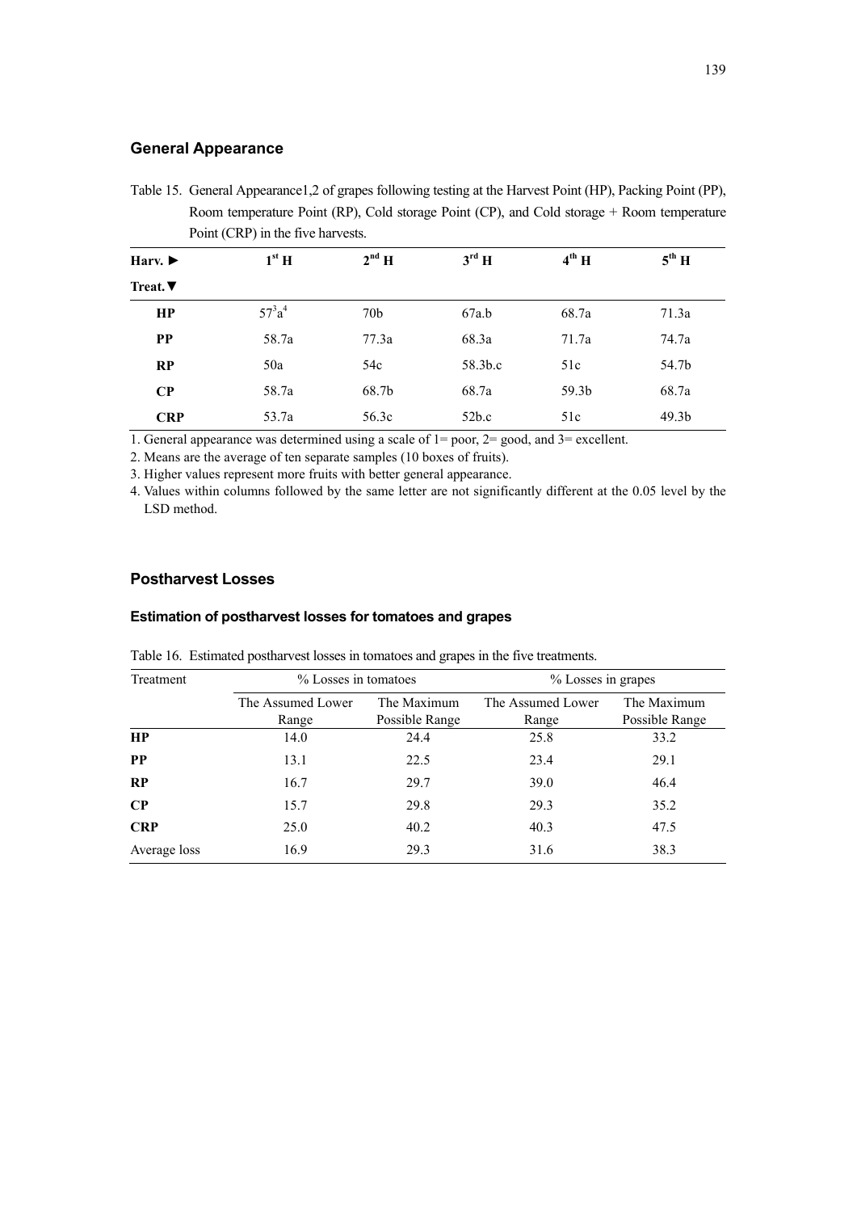## General Appearance

Table 15. General Appearance1,2 of grapes following testing at the Harvest Point (HP), Packing Point (PP), Room temperature Point (RP), Cold storage Point (CP), and Cold storage + Room temperature Point (CRP) in the five harvests.

| Harv. ► / Treat. ▼ | 1st H | 2nd H | 3rd H | 4th H | 5th H |
|---|---|---|---|---|---|
| **HP** | 57[3]a[4] | 70b | 67a.b | 68.7a | 71.3a |
| **PP** | 58.7a | 77.3a | 68.3a | 71.7a | 74.7a |
| **RP** | 50a | 54c | 58.3b.c | 51c | 54.7b |
| **CP** | 58.7a | 68.7b | 68.7a | 59.3b | 68.7a |
| **CRP** | 53.7a | 56.3c | 52b.c | 51c | 49.3b |

1. General appearance was determined using a scale of 1= poor, 2= good, and 3= excellent.
2. Means are the average of ten separate samples (10 boxes of fruits).
3. Higher values represent more fruits with better general appearance.
4. Values within columns followed by the same letter are not significantly different at the 0.05 level by the LSD method.

## Postharvest Losses

### Estimation of postharvest losses for tomatoes and grapes

Table 16. Estimated postharvest losses in tomatoes and grapes in the five treatments.

| Treatment | % Losses in tomatoes | | % Losses in grapes | |
|---|---|---|---|---|
| | The Assumed Lower Range | The Maximum Possible Range | The Assumed Lower Range | The Maximum Possible Range |
| **HP** | 14.0 | 24.4 | 25.8 | 33.2 |
| **PP** | 13.1 | 22.5 | 23.4 | 29.1 |
| **RP** | 16.7 | 29.7 | 39.0 | 46.4 |
| **CP** | 15.7 | 29.8 | 29.3 | 35.2 |
| **CRP** | 25.0 | 40.2 | 40.3 | 47.5 |
| Average loss | 16.9 | 29.3 | 31.6 | 38.3 |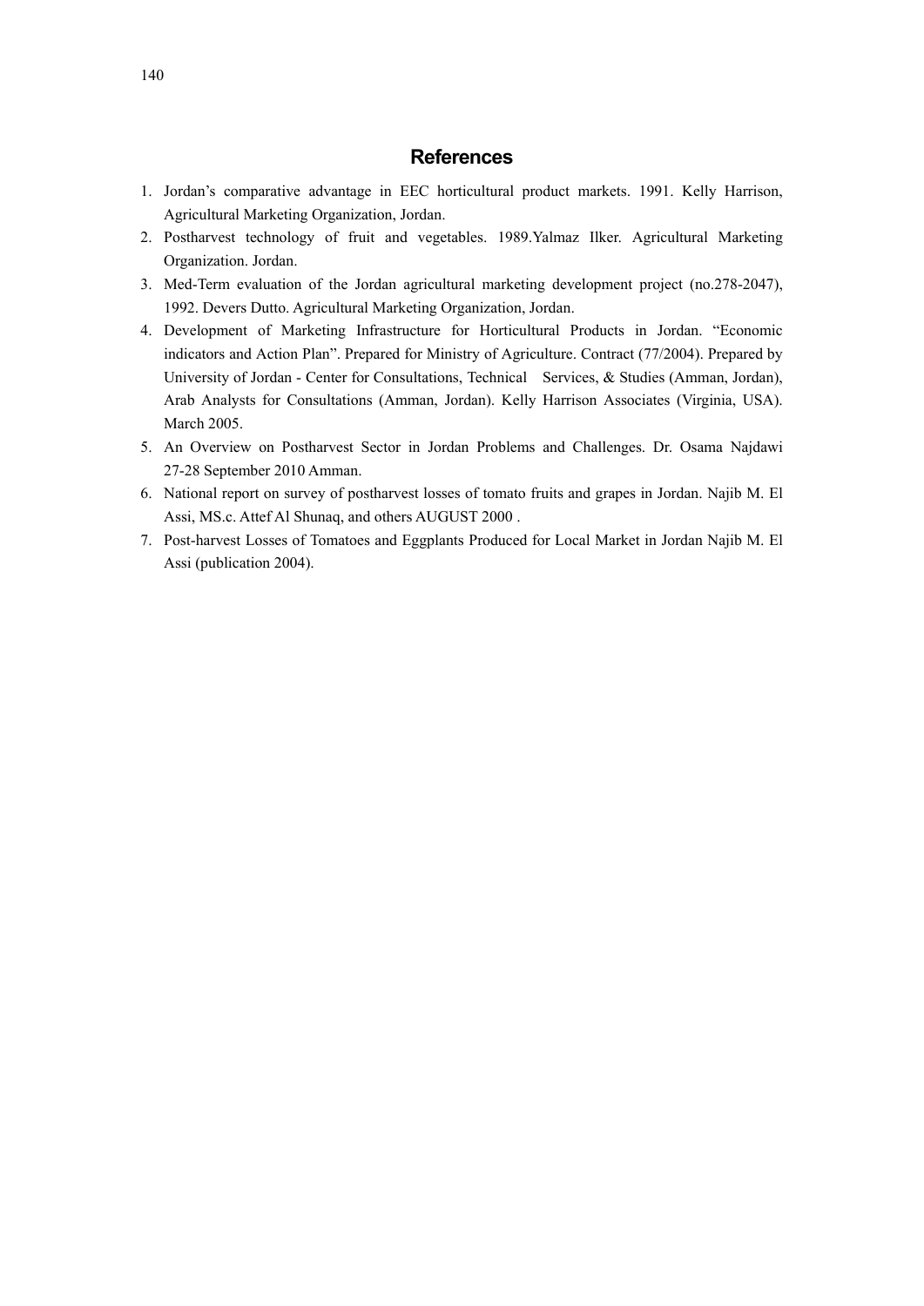## References

1. Jordan's comparative advantage in EEC horticultural product markets. 1991. Kelly Harrison, Agricultural Marketing Organization, Jordan.
2. Postharvest technology of fruit and vegetables. 1989.Yalmaz Ilker. Agricultural Marketing Organization. Jordan.
3. Med-Term evaluation of the Jordan agricultural marketing development project (no.278-2047), 1992. Devers Dutto. Agricultural Marketing Organization, Jordan.
4. Development of Marketing Infrastructure for Horticultural Products in Jordan. "Economic indicators and Action Plan". Prepared for Ministry of Agriculture. Contract (77/2004). Prepared by University of Jordan - Center for Consultations, Technical Services, & Studies (Amman, Jordan), Arab Analysts for Consultations (Amman, Jordan). Kelly Harrison Associates (Virginia, USA). March 2005.
5. An Overview on Postharvest Sector in Jordan Problems and Challenges. Dr. Osama Najdawi 27-28 September 2010 Amman.
6. National report on survey of postharvest losses of tomato fruits and grapes in Jordan. Najib M. El Assi, MS.c. Attef Al Shunaq, and others AUGUST 2000 .
7. Post-harvest Losses of Tomatoes and Eggplants Produced for Local Market in Jordan Najib M. El Assi (publication 2004).